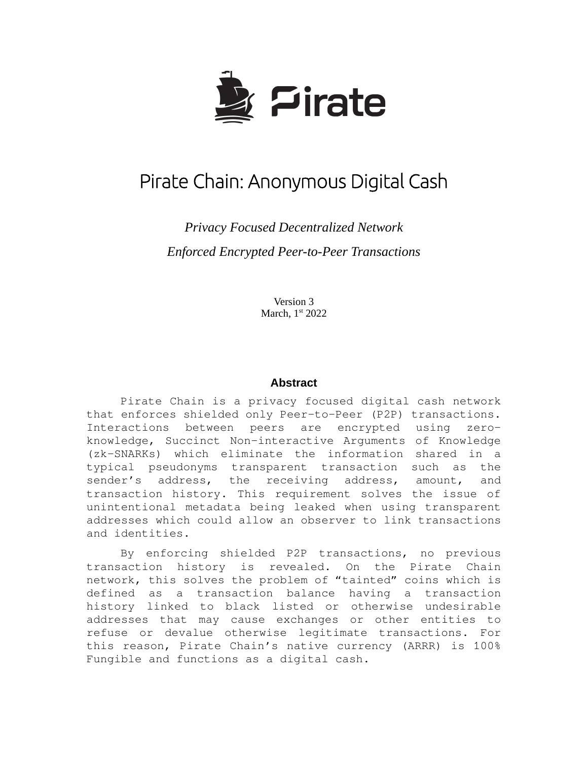Pirate

# Pirate Chain: Anonymous Digital Cash

*Privacy Focused Decentralized Network*

*Enforced Encrypted Peer-to-Peer Transactions*

Version 3
March, 1st 2022

## Abstract

Pirate Chain is a privacy focused digital cash network that enforces shielded only Peer-to-Peer (P2P) transactions. Interactions between peers are encrypted using zero-knowledge, Succinct Non-interactive Arguments of Knowledge (zk-SNARKs) which eliminate the information shared in a typical pseudonyms transparent transaction such as the sender's address, the receiving address, amount, and transaction history. This requirement solves the issue of unintentional metadata being leaked when using transparent addresses which could allow an observer to link transactions and identities.

By enforcing shielded P2P transactions, no previous transaction history is revealed. On the Pirate Chain network, this solves the problem of "tainted" coins which is defined as a transaction balance having a transaction history linked to black listed or otherwise undesirable addresses that may cause exchanges or other entities to refuse or devalue otherwise legitimate transactions. For this reason, Pirate Chain's native currency (ARRR) is 100% Fungible and functions as a digital cash.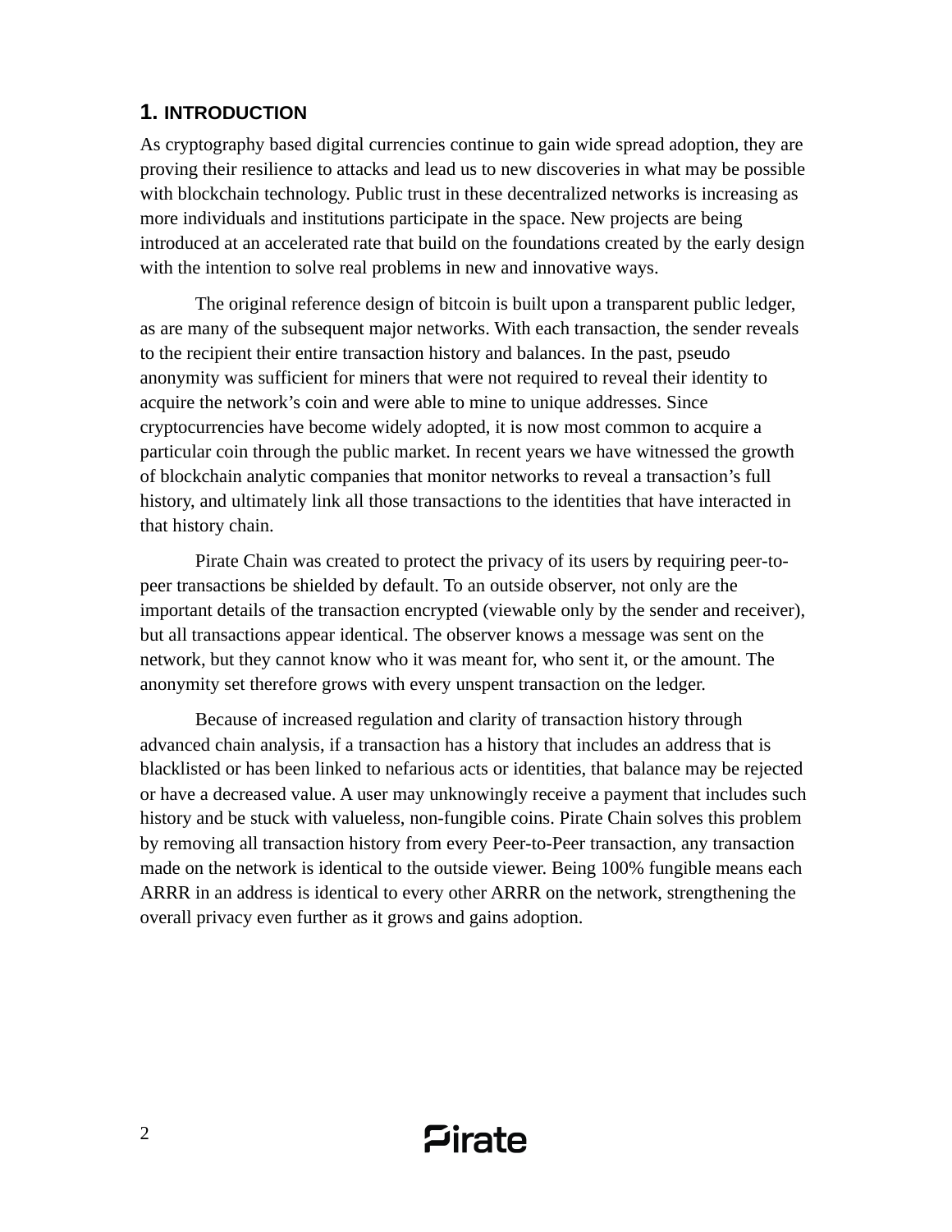## 1. INTRODUCTION

As cryptography based digital currencies continue to gain wide spread adoption, they are proving their resilience to attacks and lead us to new discoveries in what may be possible with blockchain technology. Public trust in these decentralized networks is increasing as more individuals and institutions participate in the space. New projects are being introduced at an accelerated rate that build on the foundations created by the early design with the intention to solve real problems in new and innovative ways.

The original reference design of bitcoin is built upon a transparent public ledger, as are many of the subsequent major networks. With each transaction, the sender reveals to the recipient their entire transaction history and balances. In the past, pseudo anonymity was sufficient for miners that were not required to reveal their identity to acquire the network's coin and were able to mine to unique addresses. Since cryptocurrencies have become widely adopted, it is now most common to acquire a particular coin through the public market. In recent years we have witnessed the growth of blockchain analytic companies that monitor networks to reveal a transaction's full history, and ultimately link all those transactions to the identities that have interacted in that history chain.

Pirate Chain was created to protect the privacy of its users by requiring peer-to-peer transactions be shielded by default. To an outside observer, not only are the important details of the transaction encrypted (viewable only by the sender and receiver), but all transactions appear identical. The observer knows a message was sent on the network, but they cannot know who it was meant for, who sent it, or the amount. The anonymity set therefore grows with every unspent transaction on the ledger.

Because of increased regulation and clarity of transaction history through advanced chain analysis, if a transaction has a history that includes an address that is blacklisted or has been linked to nefarious acts or identities, that balance may be rejected or have a decreased value. A user may unknowingly receive a payment that includes such history and be stuck with valueless, non-fungible coins. Pirate Chain solves this problem by removing all transaction history from every Peer-to-Peer transaction, any transaction made on the network is identical to the outside viewer. Being 100% fungible means each ARRR in an address is identical to every other ARRR on the network, strengthening the overall privacy even further as it grows and gains adoption.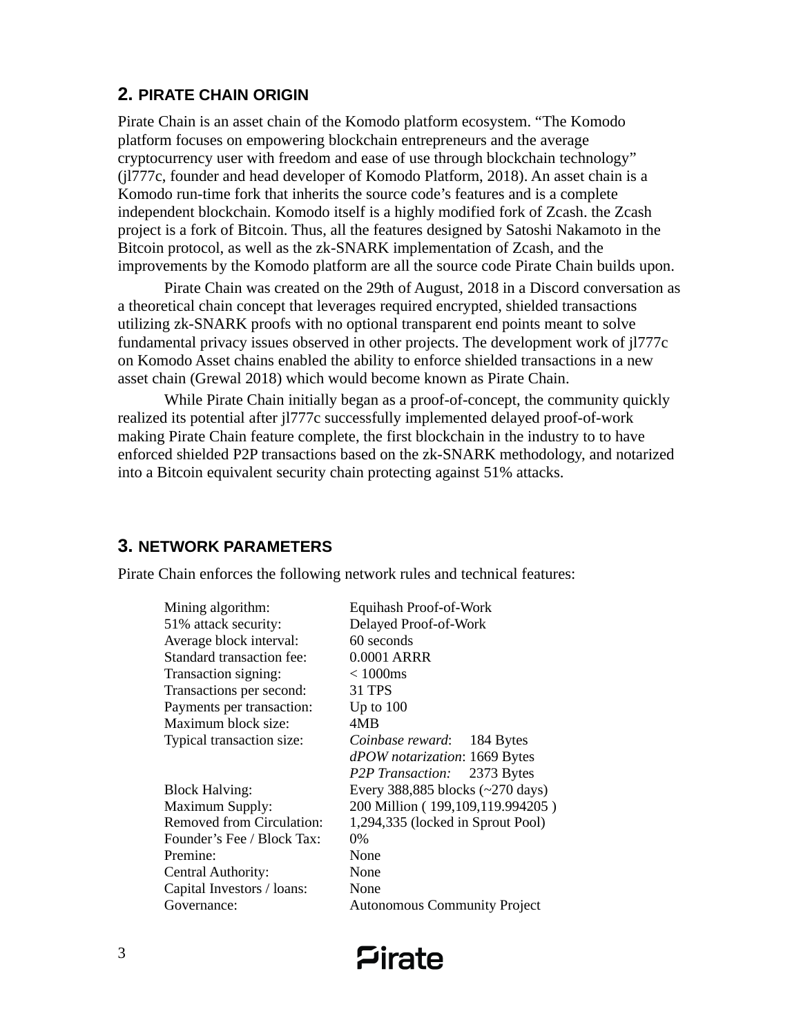## 2. PIRATE CHAIN ORIGIN

Pirate Chain is an asset chain of the Komodo platform ecosystem. “The Komodo platform focuses on empowering blockchain entrepreneurs and the average cryptocurrency user with freedom and ease of use through blockchain technology” (jl777c, founder and head developer of Komodo Platform, 2018). An asset chain is a Komodo run-time fork that inherits the source code’s features and is a complete independent blockchain. Komodo itself is a highly modified fork of Zcash. the Zcash project is a fork of Bitcoin. Thus, all the features designed by Satoshi Nakamoto in the Bitcoin protocol, as well as the zk-SNARK implementation of Zcash, and the improvements by the Komodo platform are all the source code Pirate Chain builds upon.

Pirate Chain was created on the 29th of August, 2018 in a Discord conversation as a theoretical chain concept that leverages required encrypted, shielded transactions utilizing zk-SNARK proofs with no optional transparent end points meant to solve fundamental privacy issues observed in other projects. The development work of jl777c on Komodo Asset chains enabled the ability to enforce shielded transactions in a new asset chain (Grewal 2018) which would become known as Pirate Chain.

While Pirate Chain initially began as a proof-of-concept, the community quickly realized its potential after jl777c successfully implemented delayed proof-of-work making Pirate Chain feature complete, the first blockchain in the industry to to have enforced shielded P2P transactions based on the zk-SNARK methodology, and notarized into a Bitcoin equivalent security chain protecting against 51% attacks.

## 3. NETWORK PARAMETERS

Pirate Chain enforces the following network rules and technical features:

| | |
|---|---|
| Mining algorithm: | Equihash Proof-of-Work |
| 51% attack security: | Delayed Proof-of-Work |
| Average block interval: | 60 seconds |
| Standard transaction fee: | 0.0001 ARRR |
| Transaction signing: | < 1000ms |
| Transactions per second: | 31 TPS |
| Payments per transaction: | Up to 100 |
| Maximum block size: | 4MB |
| Typical transaction size: | *Coinbase reward*: 184 Bytes |
| | *dPOW notarization*: 1669 Bytes |
| | *P2P Transaction:* 2373 Bytes |
| Block Halving: | Every 388,885 blocks (~270 days) |
| Maximum Supply: | 200 Million ( 199,109,119.994205 ) |
| Removed from Circulation: | 1,294,335 (locked in Sprout Pool) |
| Founder’s Fee / Block Tax: | 0% |
| Premine: | None |
| Central Authority: | None |
| Capital Investors / loans: | None |
| Governance: | Autonomous Community Project |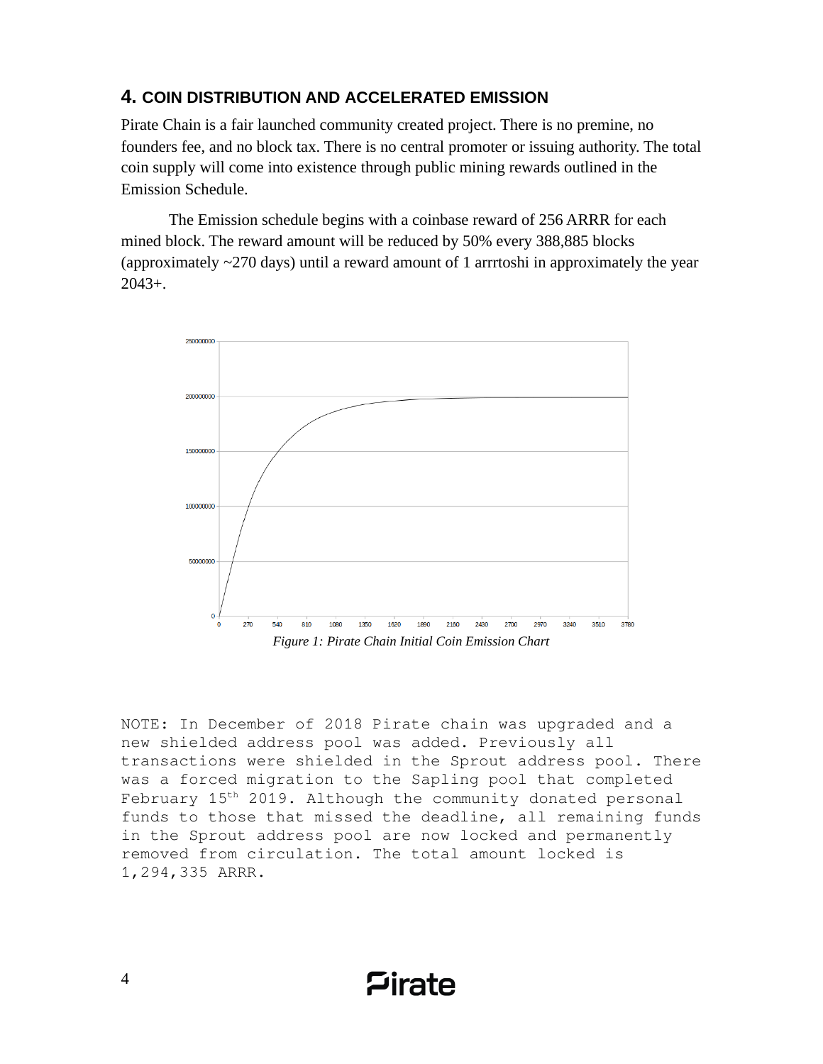## 4. COIN DISTRIBUTION AND ACCELERATED EMISSION

Pirate Chain is a fair launched community created project. There is no premine, no founders fee, and no block tax. There is no central promoter or issuing authority. The total coin supply will come into existence through public mining rewards outlined in the Emission Schedule.

The Emission schedule begins with a coinbase reward of 256 ARRR for each mined block. The reward amount will be reduced by 50% every 388,885 blocks (approximately ~270 days) until a reward amount of 1 arrrtoshi in approximately the year 2043+.

*Figure 1: Pirate Chain Initial Coin Emission Chart*

```
NOTE: In December of 2018 Pirate chain was upgraded and a
new shielded address pool was added. Previously all
transactions were shielded in the Sprout address pool. There
was a forced migration to the Sapling pool that completed
February 15th 2019. Although the community donated personal
funds to those that missed the deadline, all remaining funds
in the Sprout address pool are now locked and permanently
removed from circulation. The total amount locked is
1,294,335 ARRR.
```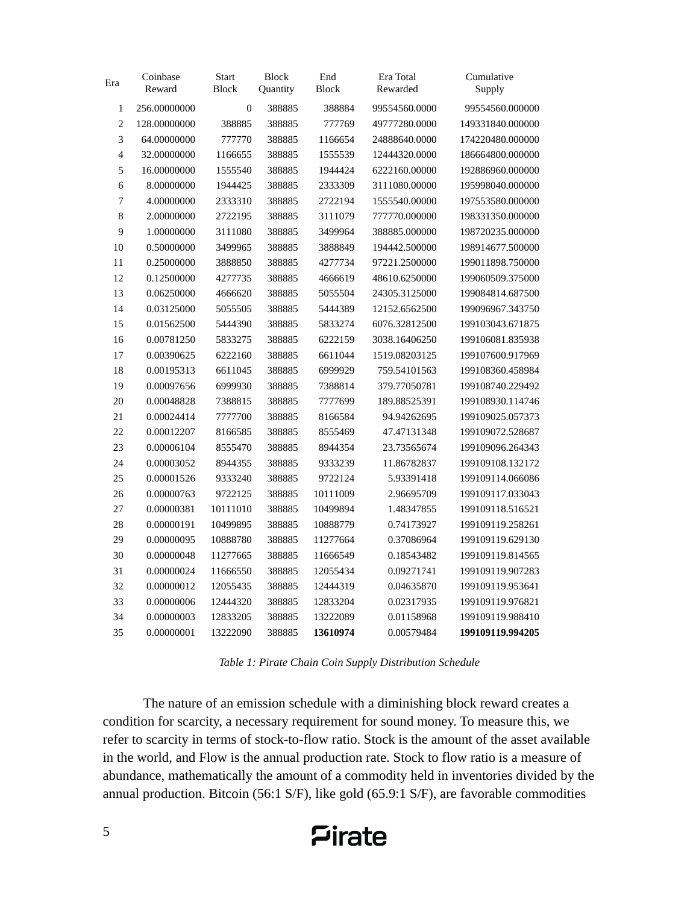| Era | Coinbase Reward | Start Block | Block Quantity | End Block | Era Total Rewarded | Cumulative Supply |
|---|---|---|---|---|---|---|
| 1 | 256.00000000 | 0 | 388885 | 388884 | 99554560.0000 | 99554560.000000 |
| 2 | 128.00000000 | 388885 | 388885 | 777769 | 49777280.0000 | 149331840.000000 |
| 3 | 64.00000000 | 777770 | 388885 | 1166654 | 24888640.0000 | 174220480.000000 |
| 4 | 32.00000000 | 1166655 | 388885 | 1555539 | 12444320.0000 | 186664800.000000 |
| 5 | 16.00000000 | 1555540 | 388885 | 1944424 | 6222160.00000 | 192886960.000000 |
| 6 | 8.00000000 | 1944425 | 388885 | 2333309 | 3111080.00000 | 195998040.000000 |
| 7 | 4.00000000 | 2333310 | 388885 | 2722194 | 1555540.00000 | 197553580.000000 |
| 8 | 2.00000000 | 2722195 | 388885 | 3111079 | 777770.000000 | 198331350.000000 |
| 9 | 1.00000000 | 3111080 | 388885 | 3499964 | 388885.000000 | 198720235.000000 |
| 10 | 0.50000000 | 3499965 | 388885 | 3888849 | 194442.500000 | 198914677.500000 |
| 11 | 0.25000000 | 3888850 | 388885 | 4277734 | 97221.2500000 | 199011898.750000 |
| 12 | 0.12500000 | 4277735 | 388885 | 4666619 | 48610.6250000 | 199060509.375000 |
| 13 | 0.06250000 | 4666620 | 388885 | 5055504 | 24305.3125000 | 199084814.687500 |
| 14 | 0.03125000 | 5055505 | 388885 | 5444389 | 12152.6562500 | 199096967.343750 |
| 15 | 0.01562500 | 5444390 | 388885 | 5833274 | 6076.32812500 | 199103043.671875 |
| 16 | 0.00781250 | 5833275 | 388885 | 6222159 | 3038.16406250 | 199106081.835938 |
| 17 | 0.00390625 | 6222160 | 388885 | 6611044 | 1519.08203125 | 199107600.917969 |
| 18 | 0.00195313 | 6611045 | 388885 | 6999929 | 759.54101563 | 199108360.458984 |
| 19 | 0.00097656 | 6999930 | 388885 | 7388814 | 379.77050781 | 199108740.229492 |
| 20 | 0.00048828 | 7388815 | 388885 | 7777699 | 189.88525391 | 199108930.114746 |
| 21 | 0.00024414 | 7777700 | 388885 | 8166584 | 94.94262695 | 199109025.057373 |
| 22 | 0.00012207 | 8166585 | 388885 | 8555469 | 47.47131348 | 199109072.528687 |
| 23 | 0.00006104 | 8555470 | 388885 | 8944354 | 23.73565674 | 199109096.264343 |
| 24 | 0.00003052 | 8944355 | 388885 | 9333239 | 11.86782837 | 199109108.132172 |
| 25 | 0.00001526 | 9333240 | 388885 | 9722124 | 5.93391418 | 199109114.066086 |
| 26 | 0.00000763 | 9722125 | 388885 | 10111009 | 2.96695709 | 199109117.033043 |
| 27 | 0.00000381 | 10111010 | 388885 | 10499894 | 1.48347855 | 199109118.516521 |
| 28 | 0.00000191 | 10499895 | 388885 | 10888779 | 0.74173927 | 199109119.258261 |
| 29 | 0.00000095 | 10888780 | 388885 | 11277664 | 0.37086964 | 199109119.629130 |
| 30 | 0.00000048 | 11277665 | 388885 | 11666549 | 0.18543482 | 199109119.814565 |
| 31 | 0.00000024 | 11666550 | 388885 | 12055434 | 0.09271741 | 199109119.907283 |
| 32 | 0.00000012 | 12055435 | 388885 | 12444319 | 0.04635870 | 199109119.953641 |
| 33 | 0.00000006 | 12444320 | 388885 | 12833204 | 0.02317935 | 199109119.976821 |
| 34 | 0.00000003 | 12833205 | 388885 | 13222089 | 0.01158968 | 199109119.988410 |
| 35 | 0.00000001 | 13222090 | 388885 | **13610974** | 0.00579484 | **199109119.994205** |

*Table 1: Pirate Chain Coin Supply Distribution Schedule*

The nature of an emission schedule with a diminishing block reward creates a condition for scarcity, a necessary requirement for sound money. To measure this, we refer to scarcity in terms of stock-to-flow ratio. Stock is the amount of the asset available in the world, and Flow is the annual production rate. Stock to flow ratio is a measure of abundance, mathematically the amount of a commodity held in inventories divided by the annual production. Bitcoin (56:1 S/F), like gold (65.9:1 S/F), are favorable commodities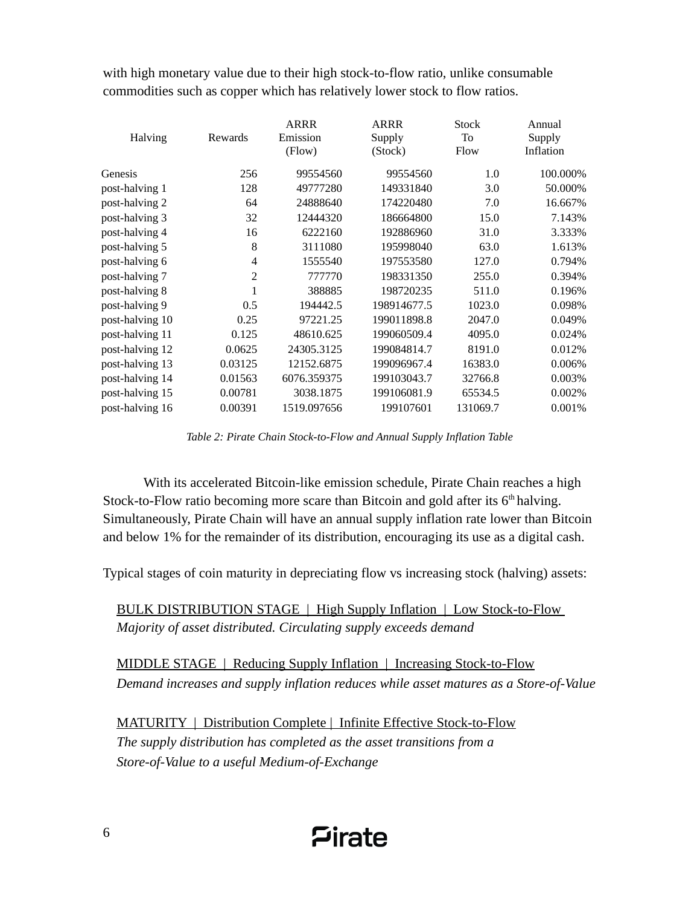with high monetary value due to their high stock-to-flow ratio, unlike consumable commodities such as copper which has relatively lower stock to flow ratios.

| Halving | Rewards | ARRR Emission (Flow) | ARRR Supply (Stock) | Stock To Flow | Annual Supply Inflation |
|---|---|---|---|---|---|
| Genesis | 256 | 99554560 | 99554560 | 1.0 | 100.000% |
| post-halving 1 | 128 | 49777280 | 149331840 | 3.0 | 50.000% |
| post-halving 2 | 64 | 24888640 | 174220480 | 7.0 | 16.667% |
| post-halving 3 | 32 | 12444320 | 186664800 | 15.0 | 7.143% |
| post-halving 4 | 16 | 6222160 | 192886960 | 31.0 | 3.333% |
| post-halving 5 | 8 | 3111080 | 195998040 | 63.0 | 1.613% |
| post-halving 6 | 4 | 1555540 | 197553580 | 127.0 | 0.794% |
| post-halving 7 | 2 | 777770 | 198331350 | 255.0 | 0.394% |
| post-halving 8 | 1 | 388885 | 198720235 | 511.0 | 0.196% |
| post-halving 9 | 0.5 | 194442.5 | 198914677.5 | 1023.0 | 0.098% |
| post-halving 10 | 0.25 | 97221.25 | 199011898.8 | 2047.0 | 0.049% |
| post-halving 11 | 0.125 | 48610.625 | 199060509.4 | 4095.0 | 0.024% |
| post-halving 12 | 0.0625 | 24305.3125 | 199084814.7 | 8191.0 | 0.012% |
| post-halving 13 | 0.03125 | 12152.6875 | 199096967.4 | 16383.0 | 0.006% |
| post-halving 14 | 0.01563 | 6076.359375 | 199103043.7 | 32766.8 | 0.003% |
| post-halving 15 | 0.00781 | 3038.1875 | 199106081.9 | 65534.5 | 0.002% |
| post-halving 16 | 0.00391 | 1519.097656 | 199107601 | 131069.7 | 0.001% |

*Table 2: Pirate Chain Stock-to-Flow and Annual Supply Inflation Table*

With its accelerated Bitcoin-like emission schedule, Pirate Chain reaches a high Stock-to-Flow ratio becoming more scare than Bitcoin and gold after its 6th halving. Simultaneously, Pirate Chain will have an annual supply inflation rate lower than Bitcoin and below 1% for the remainder of its distribution, encouraging its use as a digital cash.

Typical stages of coin maturity in depreciating flow vs increasing stock (halving) assets:

BULK DISTRIBUTION STAGE | High Supply Inflation | Low Stock-to-Flow
*Majority of asset distributed. Circulating supply exceeds demand*

MIDDLE STAGE | Reducing Supply Inflation | Increasing Stock-to-Flow
*Demand increases and supply inflation reduces while asset matures as a Store-of-Value*

MATURITY | Distribution Complete | Infinite Effective Stock-to-Flow
*The supply distribution has completed as the asset transitions from a Store-of-Value to a useful Medium-of-Exchange*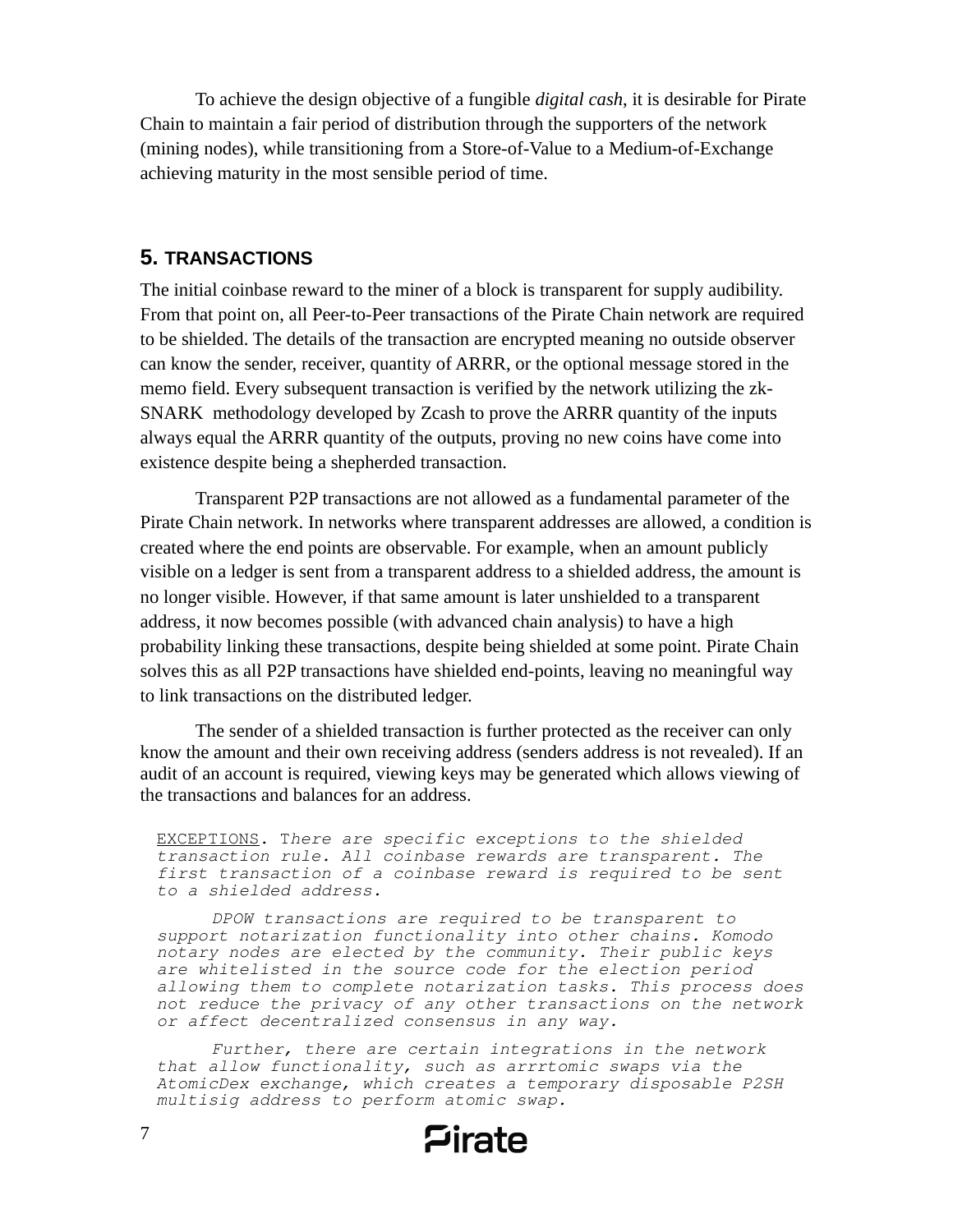To achieve the design objective of a fungible *digital cash*, it is desirable for Pirate Chain to maintain a fair period of distribution through the supporters of the network (mining nodes), while transitioning from a Store-of-Value to a Medium-of-Exchange achieving maturity in the most sensible period of time.

## 5. TRANSACTIONS

The initial coinbase reward to the miner of a block is transparent for supply audibility. From that point on, all Peer-to-Peer transactions of the Pirate Chain network are required to be shielded. The details of the transaction are encrypted meaning no outside observer can know the sender, receiver, quantity of ARRR, or the optional message stored in the memo field. Every subsequent transaction is verified by the network utilizing the zk-SNARK methodology developed by Zcash to prove the ARRR quantity of the inputs always equal the ARRR quantity of the outputs, proving no new coins have come into existence despite being a shepherded transaction.

Transparent P2P transactions are not allowed as a fundamental parameter of the Pirate Chain network. In networks where transparent addresses are allowed, a condition is created where the end points are observable. For example, when an amount publicly visible on a ledger is sent from a transparent address to a shielded address, the amount is no longer visible. However, if that same amount is later unshielded to a transparent address, it now becomes possible (with advanced chain analysis) to have a high probability linking these transactions, despite being shielded at some point. Pirate Chain solves this as all P2P transactions have shielded end-points, leaving no meaningful way to link transactions on the distributed ledger.

The sender of a shielded transaction is further protected as the receiver can only know the amount and their own receiving address (senders address is not revealed). If an audit of an account is required, viewing keys may be generated which allows viewing of the transactions and balances for an address.

> <u>EXCEPTIONS</u>. T*here are specific exceptions to the shielded transaction rule. All coinbase rewards are transparent. The first transaction of a coinbase reward is required to be sent to a shielded address.*
>
> *DPOW transactions are required to be transparent to support notarization functionality into other chains. Komodo notary nodes are elected by the community. Their public keys are whitelisted in the source code for the election period allowing them to complete notarization tasks. This process does not reduce the privacy of any other transactions on the network or affect decentralized consensus in any way.*
>
> *Further, there are certain integrations in the network that allow functionality, such as arrrtomic swaps via the AtomicDex exchange, which creates a temporary disposable P2SH multisig address to perform atomic swap.*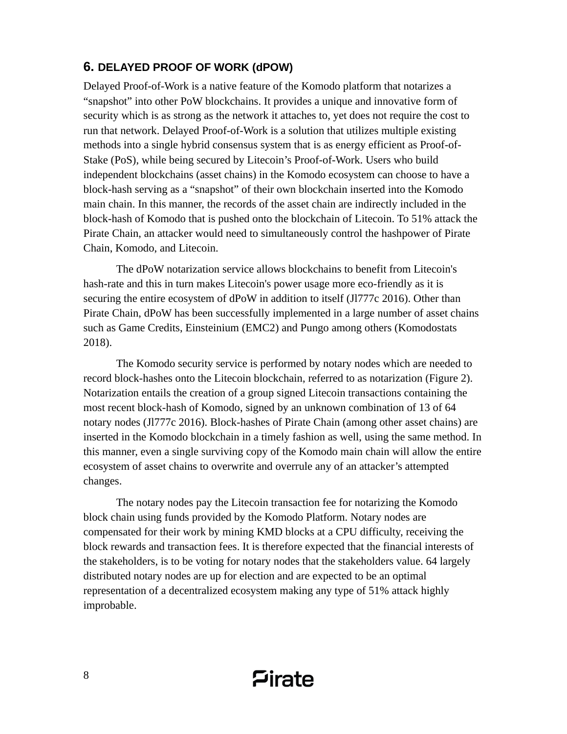## 6. DELAYED PROOF OF WORK (dPOW)

Delayed Proof-of-Work is a native feature of the Komodo platform that notarizes a "snapshot" into other PoW blockchains. It provides a unique and innovative form of security which is as strong as the network it attaches to, yet does not require the cost to run that network. Delayed Proof-of-Work is a solution that utilizes multiple existing methods into a single hybrid consensus system that is as energy efficient as Proof-of-Stake (PoS), while being secured by Litecoin's Proof-of-Work. Users who build independent blockchains (asset chains) in the Komodo ecosystem can choose to have a block-hash serving as a "snapshot" of their own blockchain inserted into the Komodo main chain. In this manner, the records of the asset chain are indirectly included in the block-hash of Komodo that is pushed onto the blockchain of Litecoin. To 51% attack the Pirate Chain, an attacker would need to simultaneously control the hashpower of Pirate Chain, Komodo, and Litecoin.

The dPoW notarization service allows blockchains to benefit from Litecoin's hash-rate and this in turn makes Litecoin's power usage more eco-friendly as it is securing the entire ecosystem of dPoW in addition to itself (Jl777c 2016). Other than Pirate Chain, dPoW has been successfully implemented in a large number of asset chains such as Game Credits, Einsteinium (EMC2) and Pungo among others (Komodostats 2018).

The Komodo security service is performed by notary nodes which are needed to record block-hashes onto the Litecoin blockchain, referred to as notarization (Figure 2). Notarization entails the creation of a group signed Litecoin transactions containing the most recent block-hash of Komodo, signed by an unknown combination of 13 of 64 notary nodes (Jl777c 2016). Block-hashes of Pirate Chain (among other asset chains) are inserted in the Komodo blockchain in a timely fashion as well, using the same method. In this manner, even a single surviving copy of the Komodo main chain will allow the entire ecosystem of asset chains to overwrite and overrule any of an attacker's attempted changes.

The notary nodes pay the Litecoin transaction fee for notarizing the Komodo block chain using funds provided by the Komodo Platform. Notary nodes are compensated for their work by mining KMD blocks at a CPU difficulty, receiving the block rewards and transaction fees. It is therefore expected that the financial interests of the stakeholders, is to be voting for notary nodes that the stakeholders value. 64 largely distributed notary nodes are up for election and are expected to be an optimal representation of a decentralized ecosystem making any type of 51% attack highly improbable.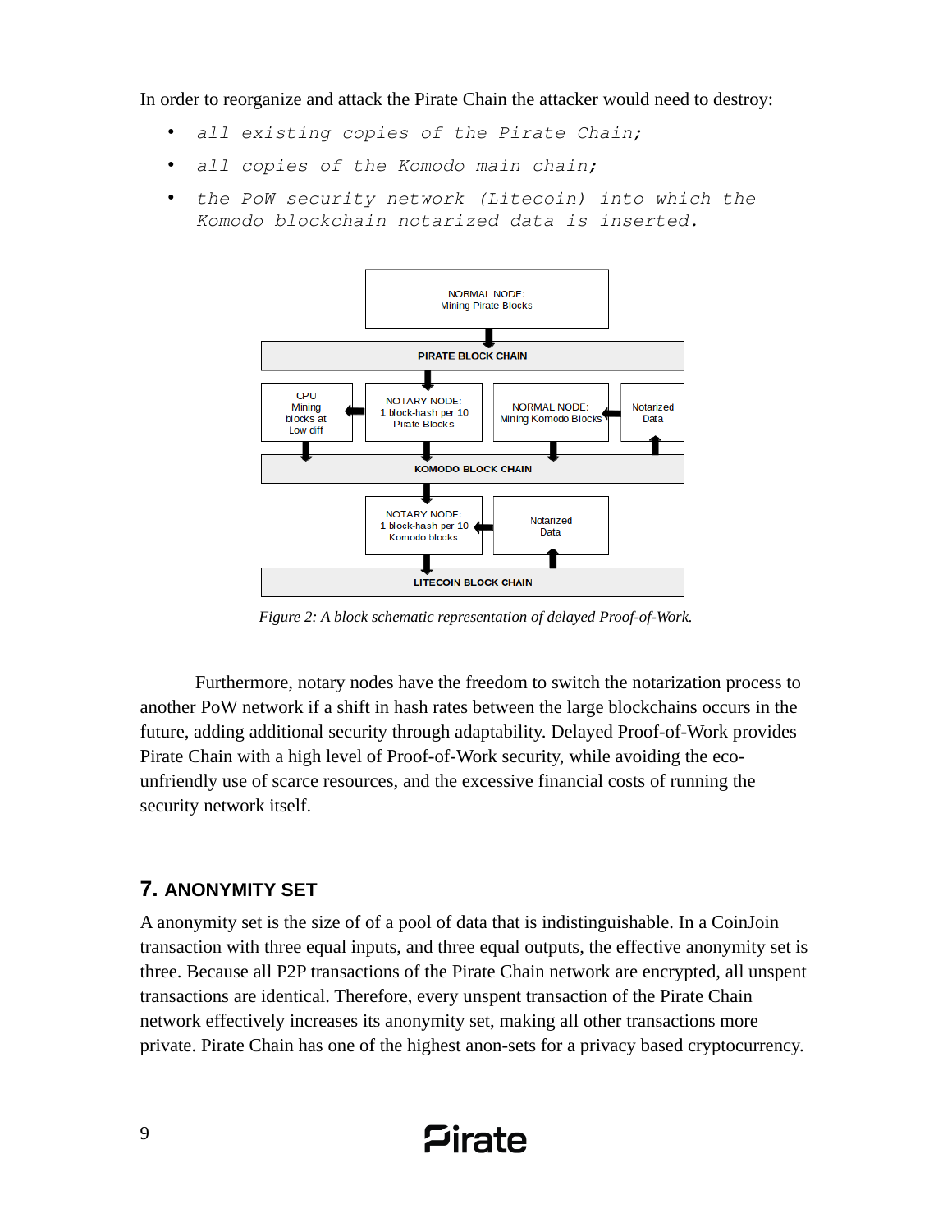In order to reorganize and attack the Pirate Chain the attacker would need to destroy:

- *all existing copies of the Pirate Chain;*
- *all copies of the Komodo main chain;*
- *the PoW security network (Litecoin) into which the Komodo blockchain notarized data is inserted.*

NORMAL NODE: Mining Pirate Blocks

PIRATE BLOCK CHAIN

CPU Mining blocks at Low diff | NOTARY NODE: 1 block-hash per 10 Pirate Blocks | NORMAL NODE: Mining Komodo Blocks | Notarized Data

KOMODO BLOCK CHAIN

NOTARY NODE: 1 block-hash per 10 Komodo blocks | Notarized Data

LITECOIN BLOCK CHAIN

*Figure 2: A block schematic representation of delayed Proof-of-Work.*

Furthermore, notary nodes have the freedom to switch the notarization process to another PoW network if a shift in hash rates between the large blockchains occurs in the future, adding additional security through adaptability. Delayed Proof-of-Work provides Pirate Chain with a high level of Proof-of-Work security, while avoiding the eco-unfriendly use of scarce resources, and the excessive financial costs of running the security network itself.

## 7. ANONYMITY SET

A anonymity set is the size of of a pool of data that is indistinguishable. In a CoinJoin transaction with three equal inputs, and three equal outputs, the effective anonymity set is three. Because all P2P transactions of the Pirate Chain network are encrypted, all unspent transactions are identical. Therefore, every unspent transaction of the Pirate Chain network effectively increases its anonymity set, making all other transactions more private. Pirate Chain has one of the highest anon-sets for a privacy based cryptocurrency.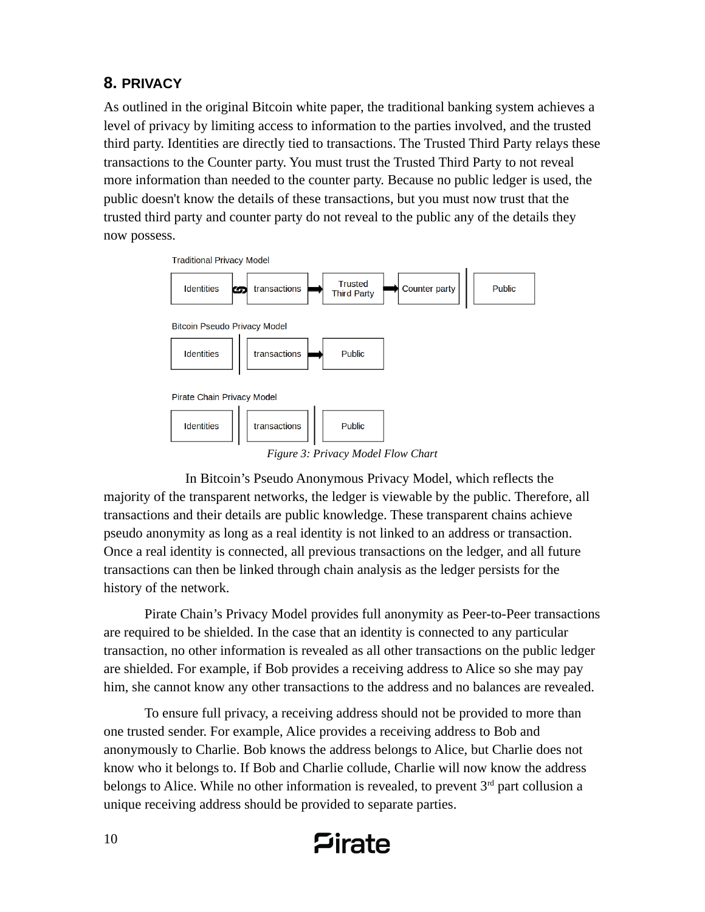## 8. PRIVACY

As outlined in the original Bitcoin white paper, the traditional banking system achieves a level of privacy by limiting access to information to the parties involved, and the trusted third party. Identities are directly tied to transactions. The Trusted Third Party relays these transactions to the Counter party. You must trust the Trusted Third Party to not reveal more information than needed to the counter party. Because no public ledger is used, the public doesn't know the details of these transactions, but you must now trust that the trusted third party and counter party do not reveal to the public any of the details they now possess.

Traditional Privacy Model

Identities → transactions → Trusted Third Party → Counter party | Public

Bitcoin Pseudo Privacy Model

Identities | transactions → Public

Pirate Chain Privacy Model

Identities | transactions | Public

*Figure 3: Privacy Model Flow Chart*

In Bitcoin's Pseudo Anonymous Privacy Model, which reflects the majority of the transparent networks, the ledger is viewable by the public. Therefore, all transactions and their details are public knowledge. These transparent chains achieve pseudo anonymity as long as a real identity is not linked to an address or transaction. Once a real identity is connected, all previous transactions on the ledger, and all future transactions can then be linked through chain analysis as the ledger persists for the history of the network.

Pirate Chain's Privacy Model provides full anonymity as Peer-to-Peer transactions are required to be shielded. In the case that an identity is connected to any particular transaction, no other information is revealed as all other transactions on the public ledger are shielded. For example, if Bob provides a receiving address to Alice so she may pay him, she cannot know any other transactions to the address and no balances are revealed.

To ensure full privacy, a receiving address should not be provided to more than one trusted sender. For example, Alice provides a receiving address to Bob and anonymously to Charlie. Bob knows the address belongs to Alice, but Charlie does not know who it belongs to. If Bob and Charlie collude, Charlie will now know the address belongs to Alice. While no other information is revealed, to prevent 3rd part collusion a unique receiving address should be provided to separate parties.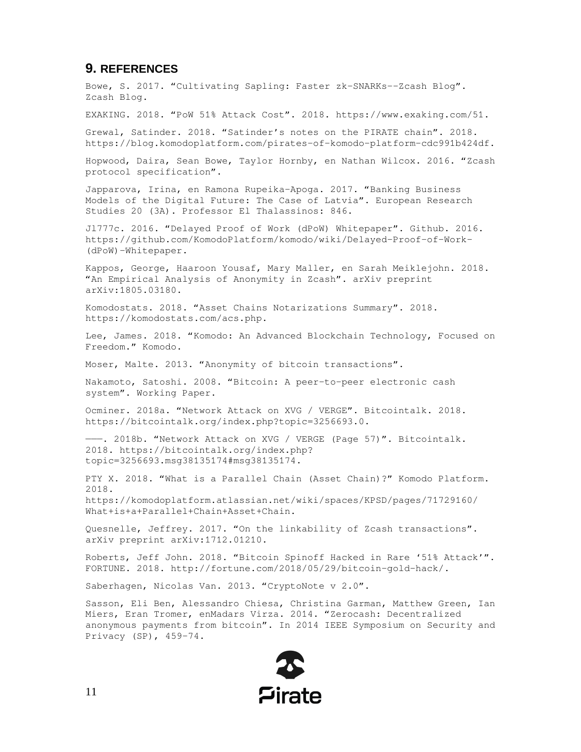## 9. REFERENCES

Bowe, S. 2017. “Cultivating Sapling: Faster zk-SNARKs--Zcash Blog”. Zcash Blog.

EXAKING. 2018. “PoW 51% Attack Cost”. 2018. https://www.exaking.com/51.

Grewal, Satinder. 2018. “Satinder’s notes on the PIRATE chain”. 2018. https://blog.komodoplatform.com/pirates-of-komodo-platform-cdc991b424df.

Hopwood, Daira, Sean Bowe, Taylor Hornby, en Nathan Wilcox. 2016. “Zcash protocol specification”.

Japparova, Irina, en Ramona Rupeika-Apoga. 2017. “Banking Business Models of the Digital Future: The Case of Latvia”. European Research Studies 20 (3A). Professor El Thalassinos: 846.

Jl777c. 2016. “Delayed Proof of Work (dPoW) Whitepaper”. Github. 2016. https://github.com/KomodoPlatform/komodo/wiki/Delayed-Proof-of-Work-(dPoW)-Whitepaper.

Kappos, George, Haaroon Yousaf, Mary Maller, en Sarah Meiklejohn. 2018. “An Empirical Analysis of Anonymity in Zcash”. arXiv preprint arXiv:1805.03180.

Komodostats. 2018. “Asset Chains Notarizations Summary”. 2018. https://komodostats.com/acs.php.

Lee, James. 2018. “Komodo: An Advanced Blockchain Technology, Focused on Freedom.” Komodo.

Moser, Malte. 2013. “Anonymity of bitcoin transactions”.

Nakamoto, Satoshi. 2008. “Bitcoin: A peer-to-peer electronic cash system”. Working Paper.

Ocminer. 2018a. “Network Attack on XVG / VERGE”. Bitcointalk. 2018. https://bitcointalk.org/index.php?topic=3256693.0.

———. 2018b. “Network Attack on XVG / VERGE (Page 57)”. Bitcointalk. 2018. https://bitcointalk.org/index.php?topic=3256693.msg38135174#msg38135174.

PTY X. 2018. “What is a Parallel Chain (Asset Chain)?” Komodo Platform. 2018. https://komodoplatform.atlassian.net/wiki/spaces/KPSD/pages/71729160/What+is+a+Parallel+Chain+Asset+Chain.

Quesnelle, Jeffrey. 2017. “On the linkability of Zcash transactions”. arXiv preprint arXiv:1712.01210.

Roberts, Jeff John. 2018. “Bitcoin Spinoff Hacked in Rare ‘51% Attack’”. FORTUNE. 2018. http://fortune.com/2018/05/29/bitcoin-gold-hack/.

Saberhagen, Nicolas Van. 2013. “CryptoNote v 2.0”.

Sasson, Eli Ben, Alessandro Chiesa, Christina Garman, Matthew Green, Ian Miers, Eran Tromer, enMadars Virza. 2014. “Zerocash: Decentralized anonymous payments from bitcoin”. In 2014 IEEE Symposium on Security and Privacy (SP), 459–74.